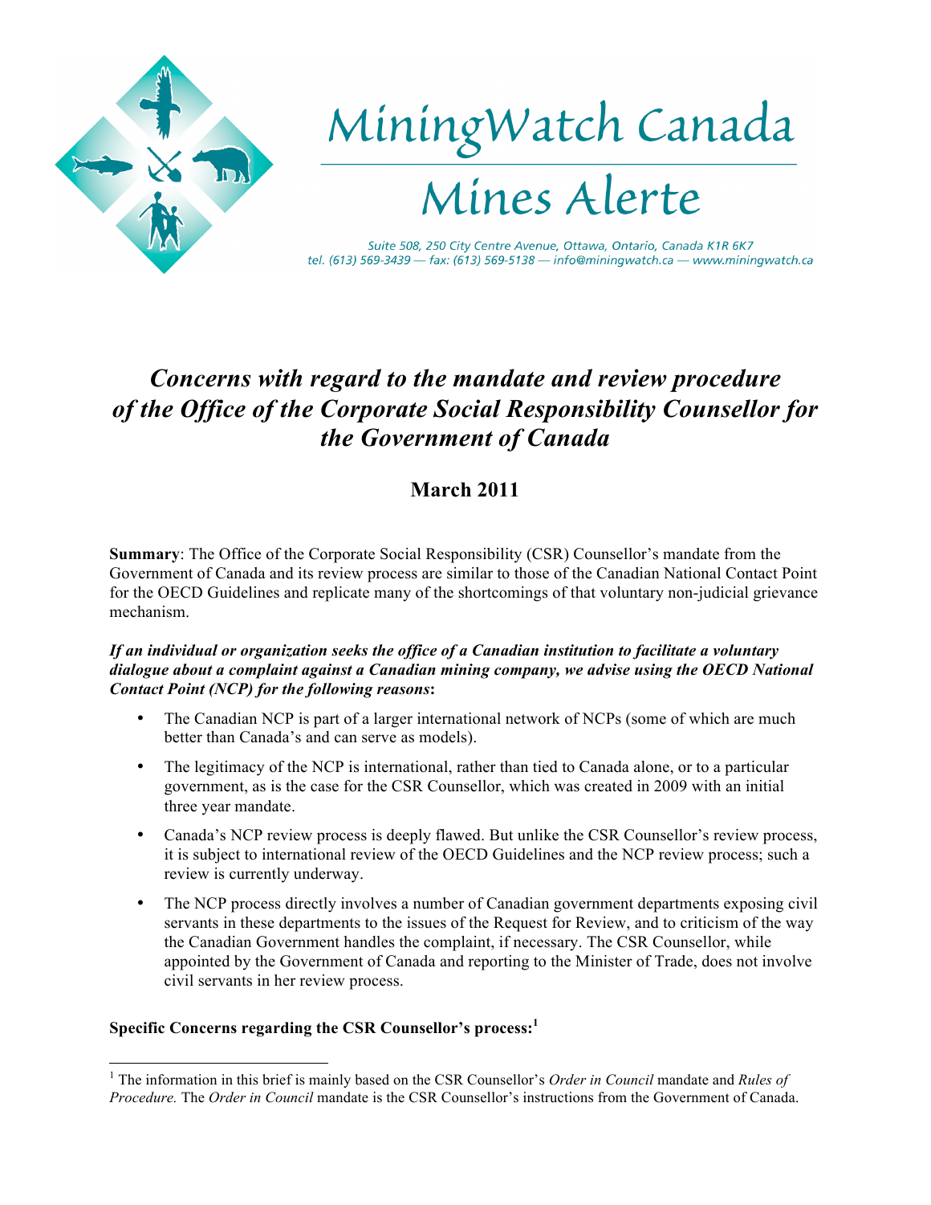# MiningWatch Canada

# Mines Alerte

*Suite 508, 250 City Centre Avenue, Ottawa, Ontario, Canada K1R 6K7*
*tel. (613) 569-3439 — fax: (613) 569-5138 — info@miningwatch.ca — www.miningwatch.ca*

## *Concerns with regard to the mandate and review procedure of the Office of the Corporate Social Responsibility Counsellor for the Government of Canada*

### March 2011

**Summary**: The Office of the Corporate Social Responsibility (CSR) Counsellor's mandate from the Government of Canada and its review process are similar to those of the Canadian National Contact Point for the OECD Guidelines and replicate many of the shortcomings of that voluntary non-judicial grievance mechanism.

***If an individual or organization seeks the office of a Canadian institution to facilitate a voluntary dialogue about a complaint against a Canadian mining company, we advise using the OECD National Contact Point (NCP) for the following reasons*:**

- The Canadian NCP is part of a larger international network of NCPs (some of which are much better than Canada's and can serve as models).
- The legitimacy of the NCP is international, rather than tied to Canada alone, or to a particular government, as is the case for the CSR Counsellor, which was created in 2009 with an initial three year mandate.
- Canada's NCP review process is deeply flawed. But unlike the CSR Counsellor's review process, it is subject to international review of the OECD Guidelines and the NCP review process; such a review is currently underway.
- The NCP process directly involves a number of Canadian government departments exposing civil servants in these departments to the issues of the Request for Review, and to criticism of the way the Canadian Government handles the complaint, if necessary. The CSR Counsellor, while appointed by the Government of Canada and reporting to the Minister of Trade, does not involve civil servants in her review process.

**Specific Concerns regarding the CSR Counsellor's process:**[1]

[1] The information in this brief is mainly based on the CSR Counsellor's *Order in Council* mandate and *Rules of Procedure.* The *Order in Council* mandate is the CSR Counsellor's instructions from the Government of Canada.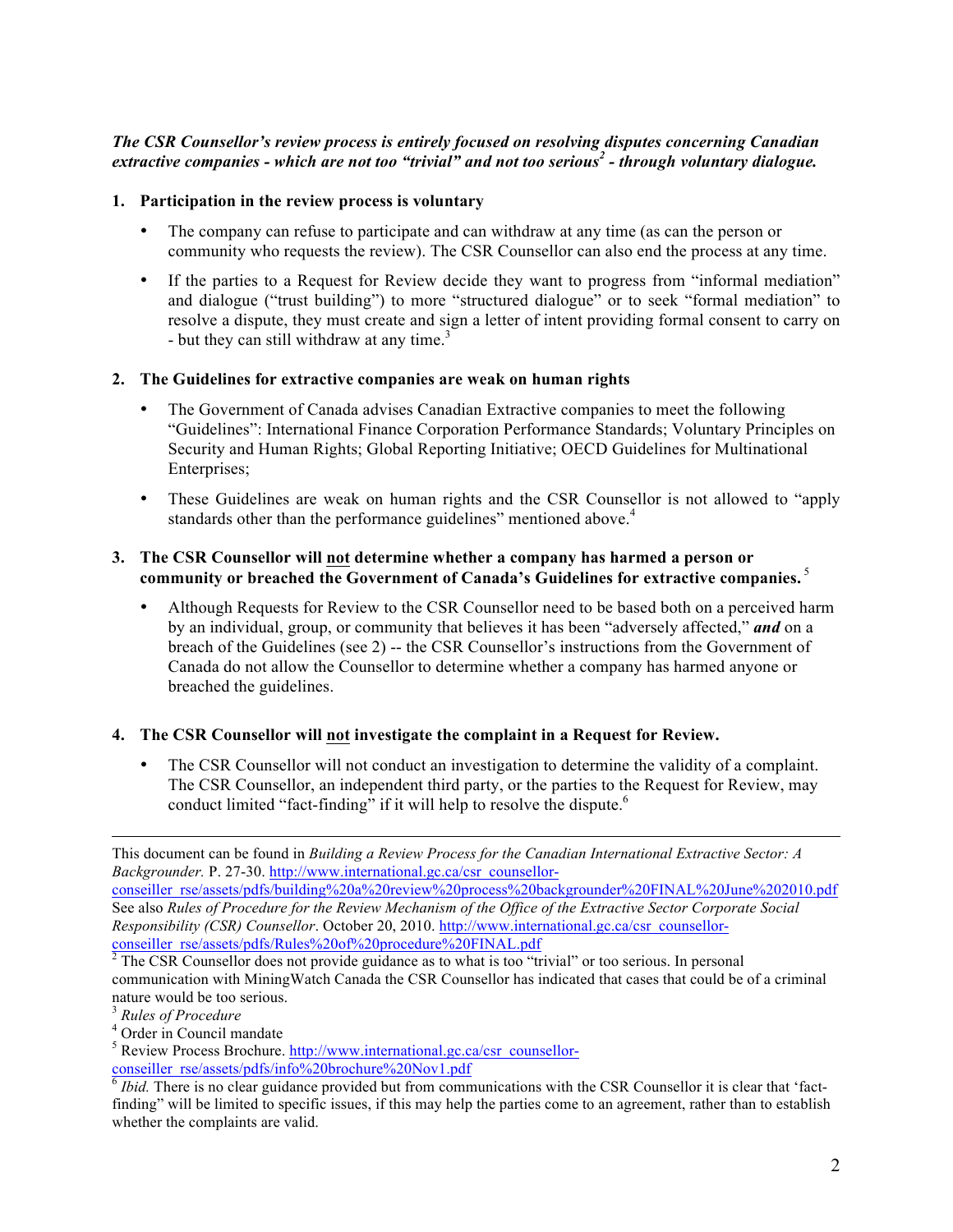***The CSR Counsellor's review process is entirely focused on resolving disputes concerning Canadian extractive companies - which are not too "trivial" and not too serious[2] - through voluntary dialogue.***

**1. Participation in the review process is voluntary**

- The company can refuse to participate and can withdraw at any time (as can the person or community who requests the review). The CSR Counsellor can also end the process at any time.
- If the parties to a Request for Review decide they want to progress from "informal mediation" and dialogue ("trust building") to more "structured dialogue" or to seek "formal mediation" to resolve a dispute, they must create and sign a letter of intent providing formal consent to carry on - but they can still withdraw at any time.[3]

**2. The Guidelines for extractive companies are weak on human rights**

- The Government of Canada advises Canadian Extractive companies to meet the following "Guidelines": International Finance Corporation Performance Standards; Voluntary Principles on Security and Human Rights; Global Reporting Initiative; OECD Guidelines for Multinational Enterprises;
- These Guidelines are weak on human rights and the CSR Counsellor is not allowed to "apply standards other than the performance guidelines" mentioned above.[4]

**3. The CSR Counsellor will <u>not</u> determine whether a company has harmed a person or community or breached the Government of Canada's Guidelines for extractive companies.**[5]

- Although Requests for Review to the CSR Counsellor need to be based both on a perceived harm by an individual, group, or community that believes it has been "adversely affected," ***and*** on a breach of the Guidelines (see 2) -- the CSR Counsellor's instructions from the Government of Canada do not allow the Counsellor to determine whether a company has harmed anyone or breached the guidelines.

**4. The CSR Counsellor will <u>not</u> investigate the complaint in a Request for Review.**

- The CSR Counsellor will not conduct an investigation to determine the validity of a complaint. The CSR Counsellor, an independent third party, or the parties to the Request for Review, may conduct limited "fact-finding" if it will help to resolve the dispute.[6]

---

This document can be found in *Building a Review Process for the Canadian International Extractive Sector: A Backgrounder.* P. 27-30. http://www.international.gc.ca/csr_counsellor-conseiller_rse/assets/pdfs/building%20a%20review%20process%20backgrounder%20FINAL%20June%202010.pdf
See also *Rules of Procedure for the Review Mechanism of the Office of the Extractive Sector Corporate Social Responsibility (CSR) Counsellor*. October 20, 2010. http://www.international.gc.ca/csr_counsellor-conseiller_rse/assets/pdfs/Rules%20of%20procedure%20FINAL.pdf

[2] The CSR Counsellor does not provide guidance as to what is too "trivial" or too serious. In personal communication with MiningWatch Canada the CSR Counsellor has indicated that cases that could be of a criminal nature would be too serious.

[3] *Rules of Procedure*

[4] Order in Council mandate

[5] Review Process Brochure. http://www.international.gc.ca/csr_counsellor-conseiller_rse/assets/pdfs/info%20brochure%20Nov1.pdf

[6] *Ibid.* There is no clear guidance provided but from communications with the CSR Counsellor it is clear that 'fact-finding' will be limited to specific issues, if this may help the parties come to an agreement, rather than to establish whether the complaints are valid.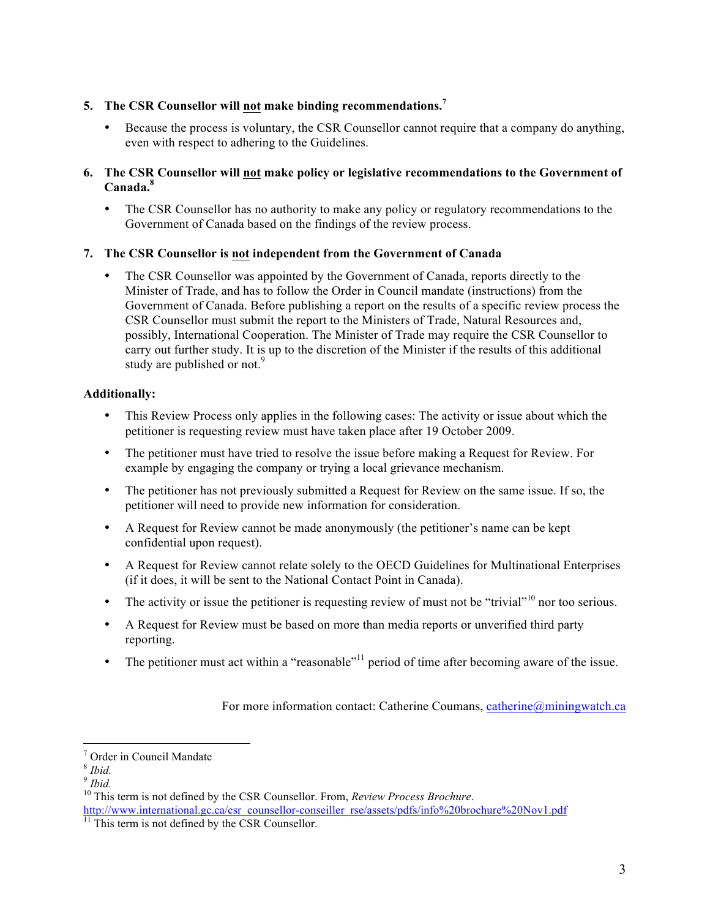5. **The CSR Counsellor will <u>not</u> make binding recommendations.**[7]

   - Because the process is voluntary, the CSR Counsellor cannot require that a company do anything, even with respect to adhering to the Guidelines.

6. **The CSR Counsellor will <u>not</u> make policy or legislative recommendations to the Government of Canada.**[8]

   - The CSR Counsellor has no authority to make any policy or regulatory recommendations to the Government of Canada based on the findings of the review process.

7. **The CSR Counsellor is <u>not</u> independent from the Government of Canada**

   - The CSR Counsellor was appointed by the Government of Canada, reports directly to the Minister of Trade, and has to follow the Order in Council mandate (instructions) from the Government of Canada. Before publishing a report on the results of a specific review process the CSR Counsellor must submit the report to the Ministers of Trade, Natural Resources and, possibly, International Cooperation. The Minister of Trade may require the CSR Counsellor to carry out further study. It is up to the discretion of the Minister if the results of this additional study are published or not.[9]

**Additionally:**

- This Review Process only applies in the following cases: The activity or issue about which the petitioner is requesting review must have taken place after 19 October 2009.
- The petitioner must have tried to resolve the issue before making a Request for Review. For example by engaging the company or trying a local grievance mechanism.
- The petitioner has not previously submitted a Request for Review on the same issue. If so, the petitioner will need to provide new information for consideration.
- A Request for Review cannot be made anonymously (the petitioner's name can be kept confidential upon request).
- A Request for Review cannot relate solely to the OECD Guidelines for Multinational Enterprises (if it does, it will be sent to the National Contact Point in Canada).
- The activity or issue the petitioner is requesting review of must not be "trivial"[10] nor too serious.
- A Request for Review must be based on more than media reports or unverified third party reporting.
- The petitioner must act within a "reasonable"[11] period of time after becoming aware of the issue.

For more information contact: Catherine Coumans, catherine@miningwatch.ca

---

[7] Order in Council Mandate

[8] *Ibid.*

[9] *Ibid.*

[10] This term is not defined by the CSR Counsellor. From, *Review Process Brochure*. http://www.international.gc.ca/csr_counsellor-conseiller_rse/assets/pdfs/info%20brochure%20Nov1.pdf

[11] This term is not defined by the CSR Counsellor.